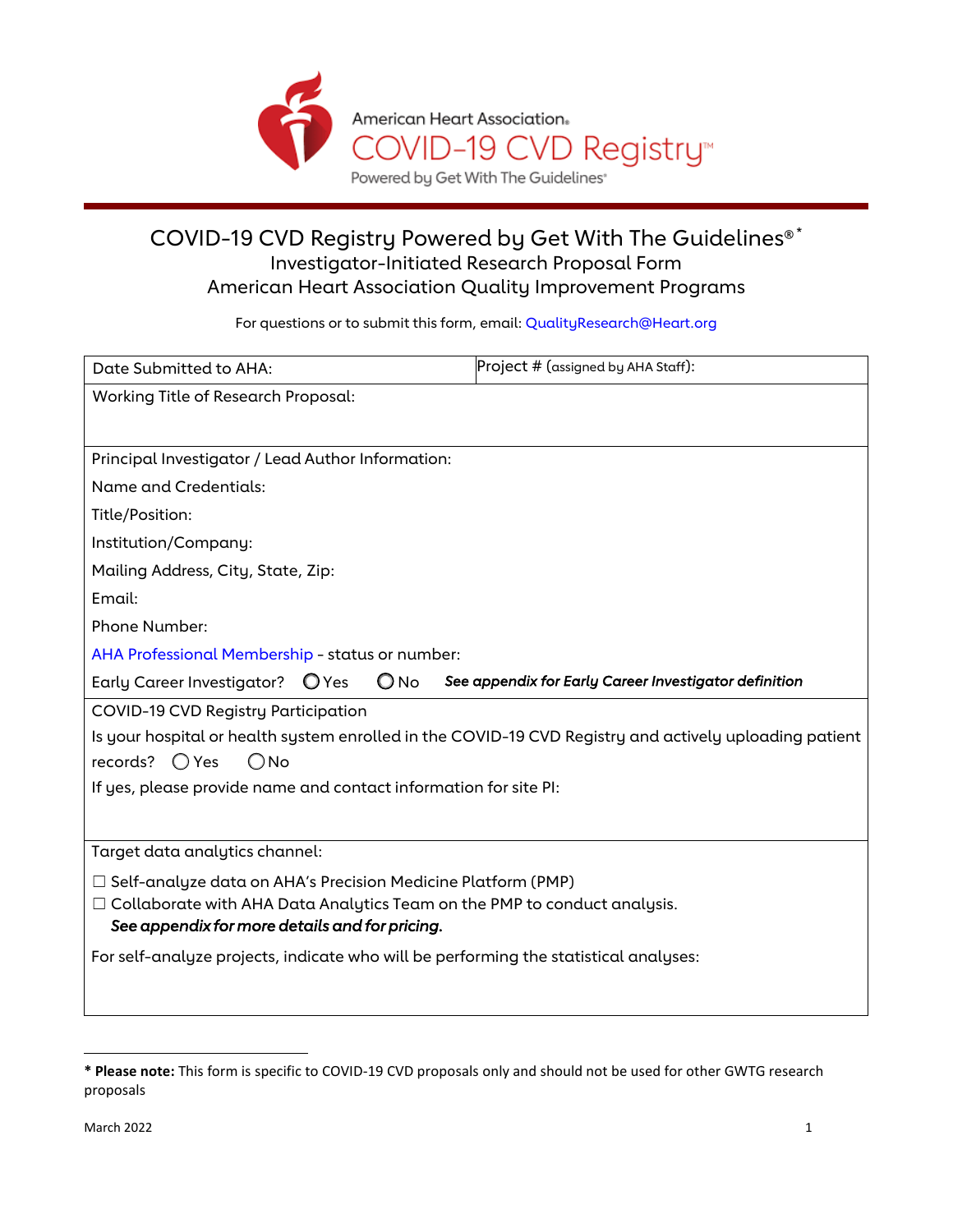American Heart Association.
COVID-19 CVD Registry™
Powered by Get With The Guidelines®

# COVID-19 CVD Registry Powered by Get With The Guidelines®*

## Investigator-Initiated Research Proposal Form

## American Heart Association Quality Improvement Programs

For questions or to submit this form, email: QualityResearch@Heart.org

| Date Submitted to AHA: | Project # (assigned by AHA Staff): |
|---|---|
| Working Title of Research Proposal: | |

Principal Investigator / Lead Author Information:

Name and Credentials:

Title/Position:

Institution/Company:

Mailing Address, City, State, Zip:

Email:

Phone Number:

AHA Professional Membership - status or number:

Early Career Investigator? ◯ Yes ◯ No *See appendix for Early Career Investigator definition*

COVID-19 CVD Registry Participation

Is your hospital or health system enrolled in the COVID-19 CVD Registry and actively uploading patient records? ◯ Yes ◯ No

If yes, please provide name and contact information for site PI:

Target data analytics channel:

☐ Self-analyze data on AHA's Precision Medicine Platform (PMP)

☐ Collaborate with AHA Data Analytics Team on the PMP to conduct analysis.

***See appendix for more details and for pricing.***

For self-analyze projects, indicate who will be performing the statistical analyses:

---

**\* Please note:** This form is specific to COVID-19 CVD proposals only and should not be used for other GWTG research proposals

March 2022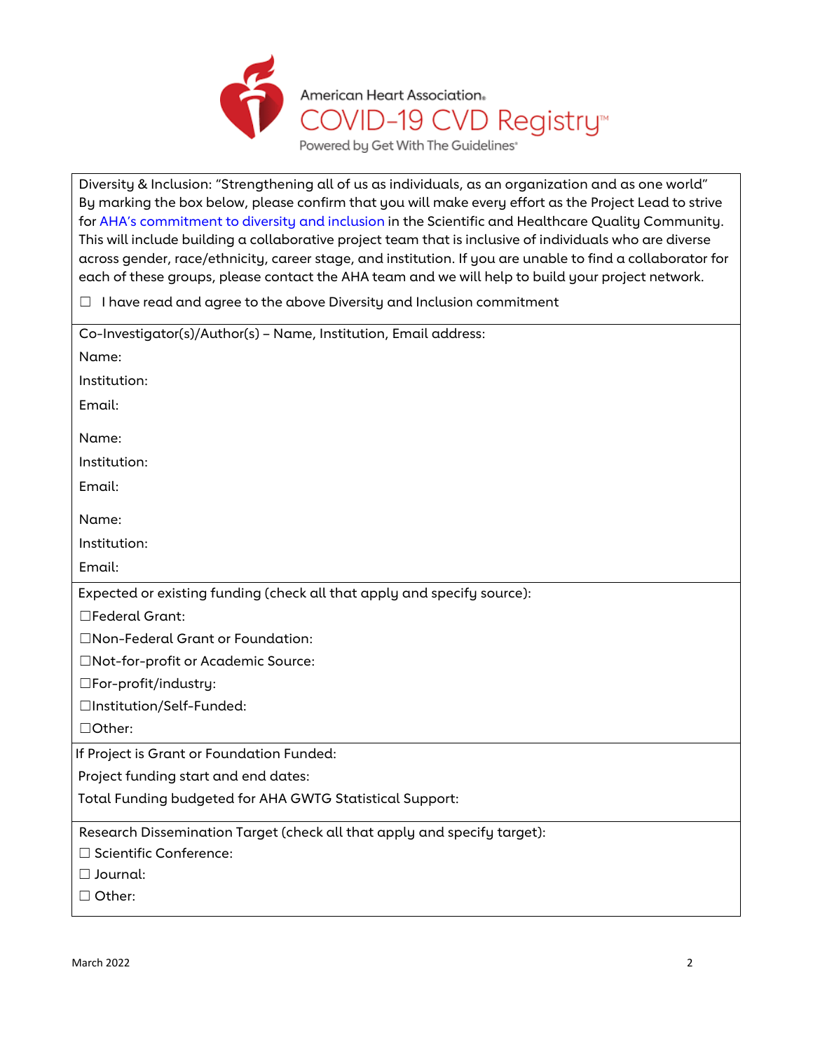American Heart Association.
COVID-19 CVD Registry™
Powered by Get With The Guidelines®

Diversity & Inclusion: "Strengthening all of us as individuals, as an organization and as one world"
By marking the box below, please confirm that you will make every effort as the Project Lead to strive for AHA's commitment to diversity and inclusion in the Scientific and Healthcare Quality Community. This will include building a collaborative project team that is inclusive of individuals who are diverse across gender, race/ethnicity, career stage, and institution. If you are unable to find a collaborator for each of these groups, please contact the AHA team and we will help to build your project network.

☐ I have read and agree to the above Diversity and Inclusion commitment

Co-Investigator(s)/Author(s) – Name, Institution, Email address:

Name:

Institution:

Email:

Name:

Institution:

Email:

Name:

Institution:

Email:

Expected or existing funding (check all that apply and specify source):

☐Federal Grant:

☐Non-Federal Grant or Foundation:

☐Not-for-profit or Academic Source:

☐For-profit/industry:

☐Institution/Self-Funded:

☐Other:

If Project is Grant or Foundation Funded:

Project funding start and end dates:

Total Funding budgeted for AHA GWTG Statistical Support:

Research Dissemination Target (check all that apply and specify target):

☐ Scientific Conference:

☐ Journal:

☐ Other:

March 2022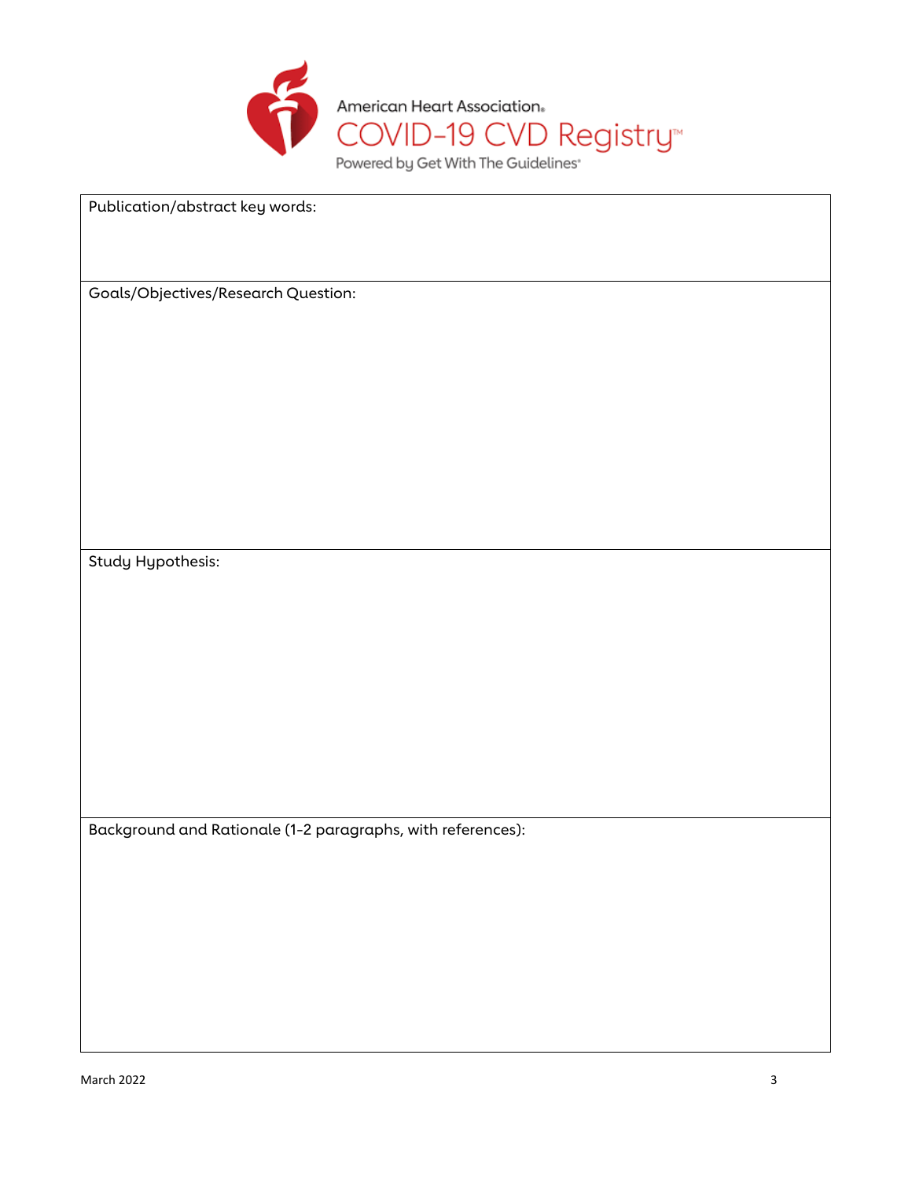American Heart Association.

COVID-19 CVD Registry™

Powered by Get With The Guidelines®

| Publication/abstract key words: |
|---|
| Goals/Objectives/Research Question: |
| Study Hypothesis: |
| Background and Rationale (1-2 paragraphs, with references): |

March 2022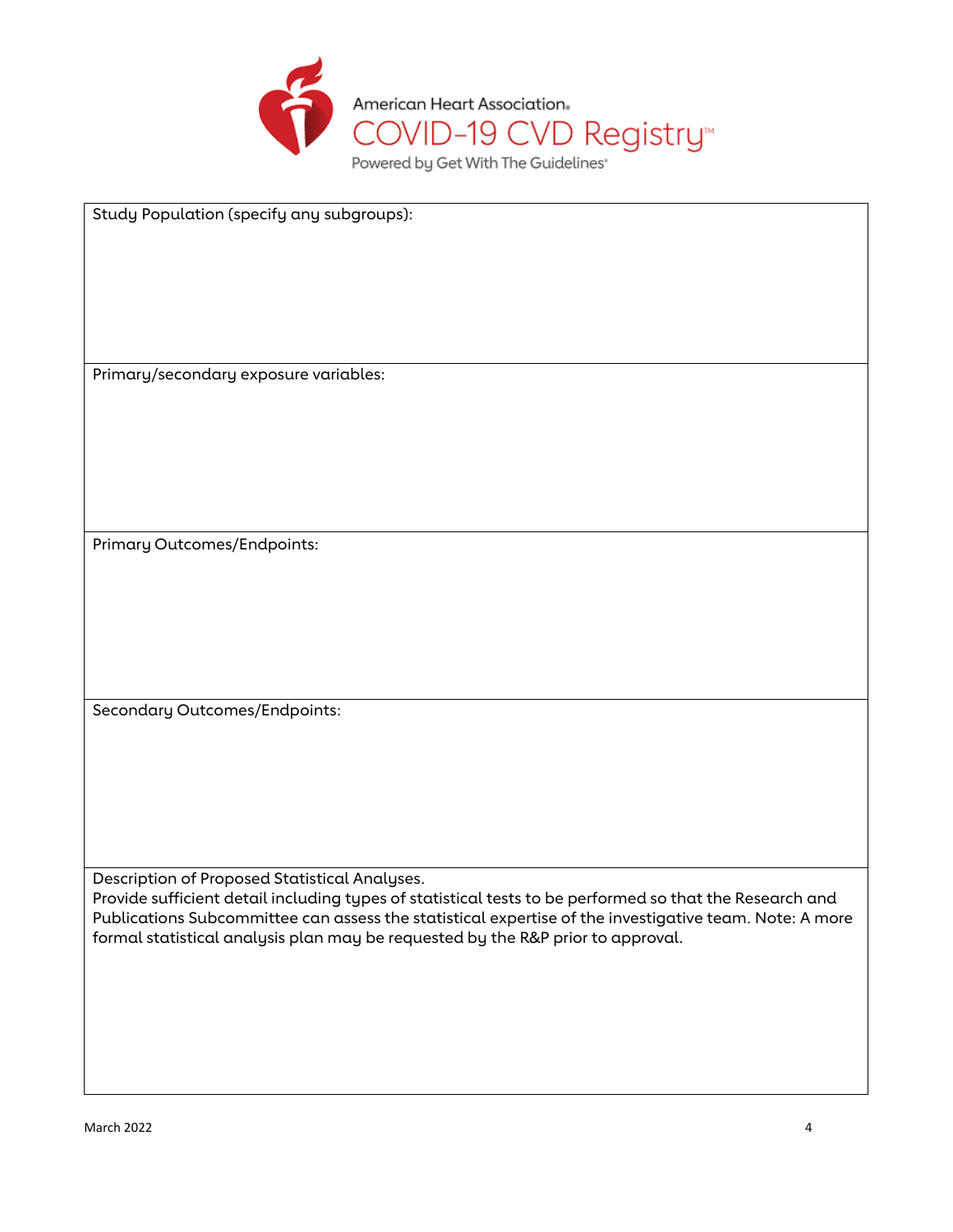| Study Population (specify any subgroups): |
| --- |
| |
| Primary/secondary exposure variables: |
| |
| Primary Outcomes/Endpoints: |
| |
| Secondary Outcomes/Endpoints: |
| |
| Description of Proposed Statistical Analyses.<br>Provide sufficient detail including types of statistical tests to be performed so that the Research and Publications Subcommittee can assess the statistical expertise of the investigative team. Note: A more formal statistical analysis plan may be requested by the R&P prior to approval. |
| |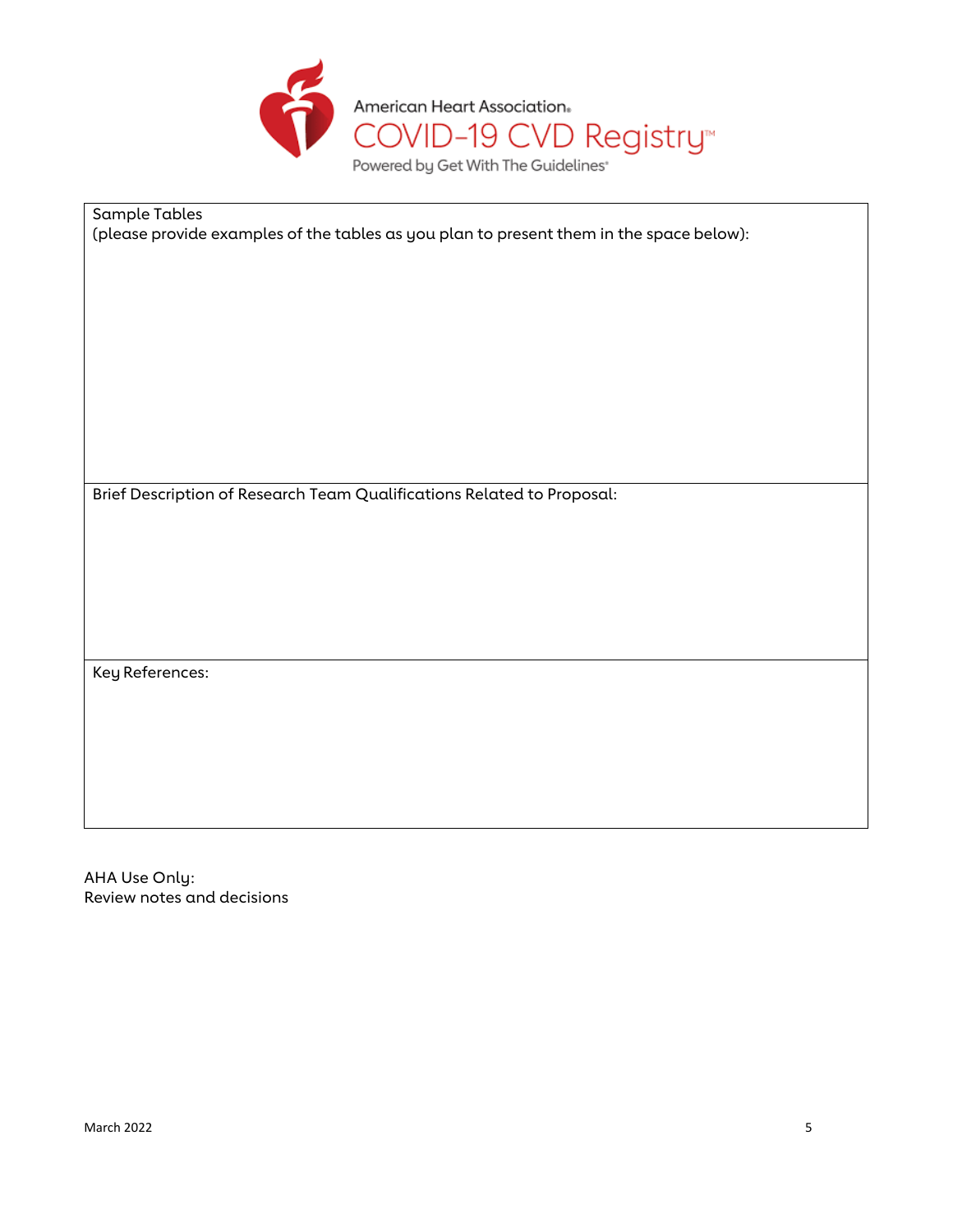American Heart Association.
COVID-19 CVD Registry™
Powered by Get With The Guidelines®

| Sample Tables<br>(please provide examples of the tables as you plan to present them in the space below): |
| --- |
| Brief Description of Research Team Qualifications Related to Proposal: |
| Key References: |

AHA Use Only:
Review notes and decisions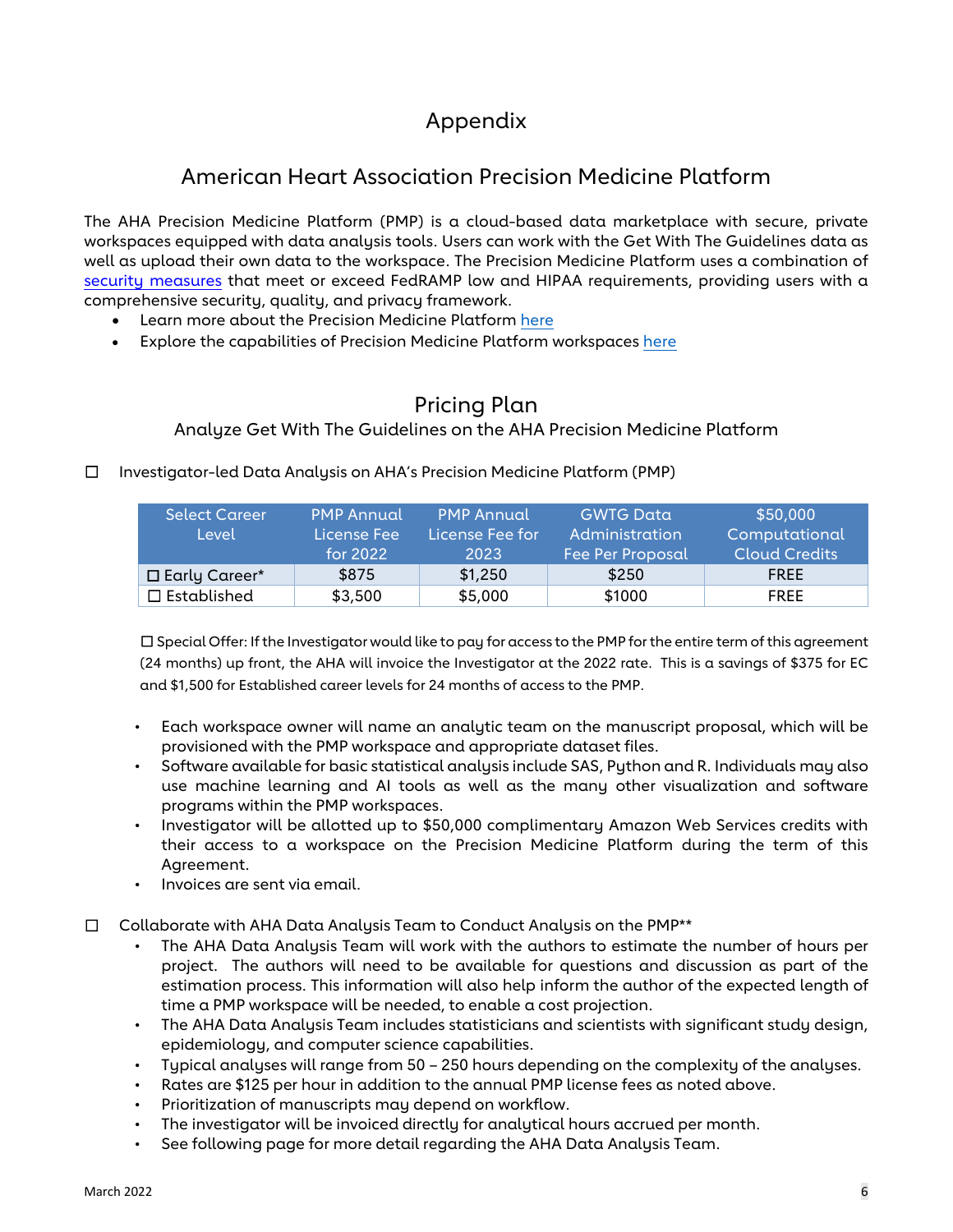# Appendix

## American Heart Association Precision Medicine Platform

The AHA Precision Medicine Platform (PMP) is a cloud-based data marketplace with secure, private workspaces equipped with data analysis tools. Users can work with the Get With The Guidelines data as well as upload their own data to the workspace. The Precision Medicine Platform uses a combination of security measures that meet or exceed FedRAMP low and HIPAA requirements, providing users with a comprehensive security, quality, and privacy framework.

- Learn more about the Precision Medicine Platform here
- Explore the capabilities of Precision Medicine Platform workspaces here

## Pricing Plan

### Analyze Get With The Guidelines on the AHA Precision Medicine Platform

☐ Investigator-led Data Analysis on AHA's Precision Medicine Platform (PMP)

| Select Career Level | PMP Annual License Fee for 2022 | PMP Annual License Fee for 2023 | GWTG Data Administration Fee Per Proposal | $50,000 Computational Cloud Credits |
|---|---|---|---|---|
| ☐ Early Career* | $875 | $1,250 | $250 | FREE |
| ☐ Established | $3,500 | $5,000 | $1000 | FREE |

☐ Special Offer: If the Investigator would like to pay for access to the PMP for the entire term of this agreement (24 months) up front, the AHA will invoice the Investigator at the 2022 rate. This is a savings of $375 for EC and $1,500 for Established career levels for 24 months of access to the PMP.

- Each workspace owner will name an analytic team on the manuscript proposal, which will be provisioned with the PMP workspace and appropriate dataset files.
- Software available for basic statistical analysis include SAS, Python and R. Individuals may also use machine learning and AI tools as well as the many other visualization and software programs within the PMP workspaces.
- Investigator will be allotted up to $50,000 complimentary Amazon Web Services credits with their access to a workspace on the Precision Medicine Platform during the term of this Agreement.
- Invoices are sent via email.

☐ Collaborate with AHA Data Analysis Team to Conduct Analysis on the PMP**

- The AHA Data Analysis Team will work with the authors to estimate the number of hours per project. The authors will need to be available for questions and discussion as part of the estimation process. This information will also help inform the author of the expected length of time a PMP workspace will be needed, to enable a cost projection.
- The AHA Data Analysis Team includes statisticians and scientists with significant study design, epidemiology, and computer science capabilities.
- Typical analyses will range from 50 – 250 hours depending on the complexity of the analyses.
- Rates are $125 per hour in addition to the annual PMP license fees as noted above.
- Prioritization of manuscripts may depend on workflow.
- The investigator will be invoiced directly for analytical hours accrued per month.
- See following page for more detail regarding the AHA Data Analysis Team.

March 2022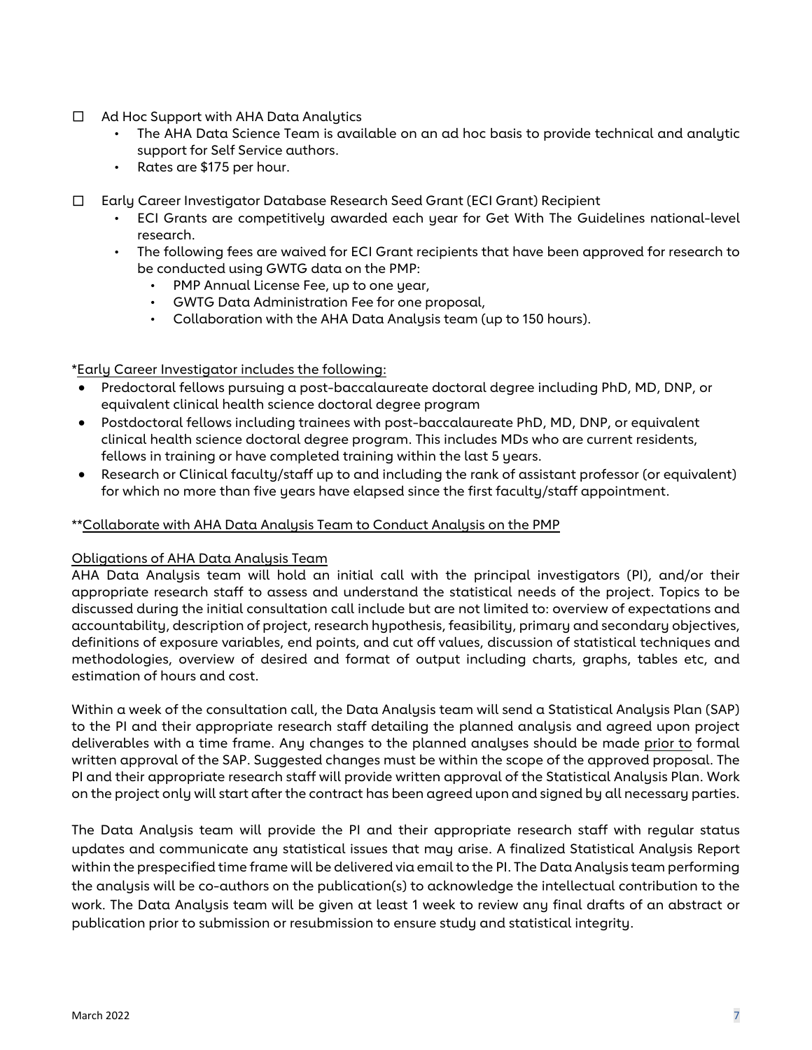- ☐ Ad Hoc Support with AHA Data Analytics
  - The AHA Data Science Team is available on an ad hoc basis to provide technical and analytic support for Self Service authors.
  - Rates are $175 per hour.

- ☐ Early Career Investigator Database Research Seed Grant (ECI Grant) Recipient
  - ECI Grants are competitively awarded each year for Get With The Guidelines national-level research.
  - The following fees are waived for ECI Grant recipients that have been approved for research to be conducted using GWTG data on the PMP:
    - PMP Annual License Fee, up to one year,
    - GWTG Data Administration Fee for one proposal,
    - Collaboration with the AHA Data Analysis team (up to 150 hours).

*Early Career Investigator includes the following:

- Predoctoral fellows pursuing a post-baccalaureate doctoral degree including PhD, MD, DNP, or equivalent clinical health science doctoral degree program
- Postdoctoral fellows including trainees with post-baccalaureate PhD, MD, DNP, or equivalent clinical health science doctoral degree program. This includes MDs who are current residents, fellows in training or have completed training within the last 5 years.
- Research or Clinical faculty/staff up to and including the rank of assistant professor (or equivalent) for which no more than five years have elapsed since the first faculty/staff appointment.

**Collaborate with AHA Data Analysis Team to Conduct Analysis on the PMP

Obligations of AHA Data Analysis Team

AHA Data Analysis team will hold an initial call with the principal investigators (PI), and/or their appropriate research staff to assess and understand the statistical needs of the project. Topics to be discussed during the initial consultation call include but are not limited to: overview of expectations and accountability, description of project, research hypothesis, feasibility, primary and secondary objectives, definitions of exposure variables, end points, and cut off values, discussion of statistical techniques and methodologies, overview of desired and format of output including charts, graphs, tables etc, and estimation of hours and cost.

Within a week of the consultation call, the Data Analysis team will send a Statistical Analysis Plan (SAP) to the PI and their appropriate research staff detailing the planned analysis and agreed upon project deliverables with a time frame. Any changes to the planned analyses should be made prior to formal written approval of the SAP. Suggested changes must be within the scope of the approved proposal. The PI and their appropriate research staff will provide written approval of the Statistical Analysis Plan. Work on the project only will start after the contract has been agreed upon and signed by all necessary parties.

The Data Analysis team will provide the PI and their appropriate research staff with regular status updates and communicate any statistical issues that may arise. A finalized Statistical Analysis Report within the prespecified time frame will be delivered via email to the PI. The Data Analysis team performing the analysis will be co-authors on the publication(s) to acknowledge the intellectual contribution to the work. The Data Analysis team will be given at least 1 week to review any final drafts of an abstract or publication prior to submission or resubmission to ensure study and statistical integrity.